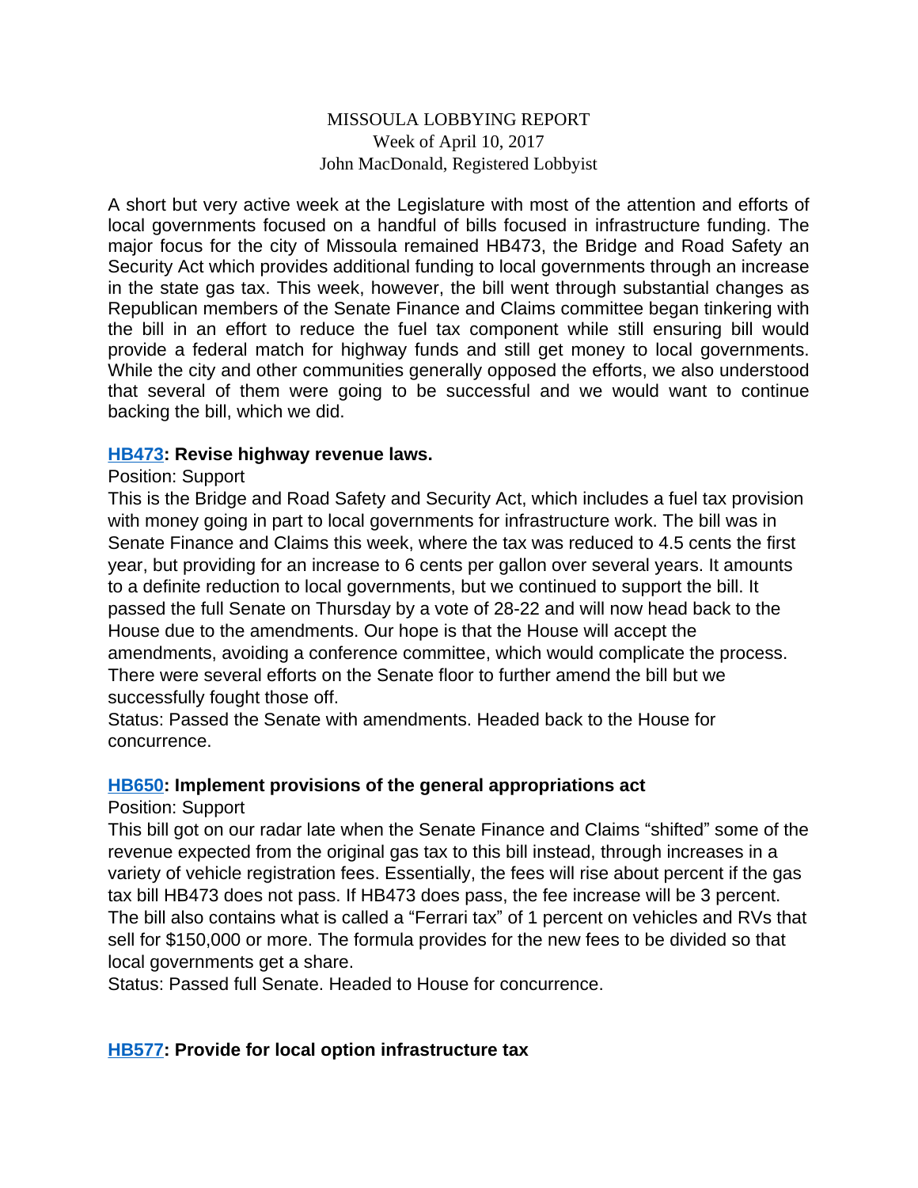MISSOULA LOBBYING REPORT
Week of April 10, 2017
John MacDonald, Registered Lobbyist

A short but very active week at the Legislature with most of the attention and efforts of local governments focused on a handful of bills focused in infrastructure funding. The major focus for the city of Missoula remained HB473, the Bridge and Road Safety an Security Act which provides additional funding to local governments through an increase in the state gas tax. This week, however, the bill went through substantial changes as Republican members of the Senate Finance and Claims committee began tinkering with the bill in an effort to reduce the fuel tax component while still ensuring bill would provide a federal match for highway funds and still get money to local governments. While the city and other communities generally opposed the efforts, we also understood that several of them were going to be successful and we would want to continue backing the bill, which we did.

**HB473: Revise highway revenue laws.**

Position: Support

This is the Bridge and Road Safety and Security Act, which includes a fuel tax provision with money going in part to local governments for infrastructure work. The bill was in Senate Finance and Claims this week, where the tax was reduced to 4.5 cents the first year, but providing for an increase to 6 cents per gallon over several years. It amounts to a definite reduction to local governments, but we continued to support the bill. It passed the full Senate on Thursday by a vote of 28-22 and will now head back to the House due to the amendments. Our hope is that the House will accept the amendments, avoiding a conference committee, which would complicate the process. There were several efforts on the Senate floor to further amend the bill but we successfully fought those off.

Status: Passed the Senate with amendments. Headed back to the House for concurrence.

**HB650: Implement provisions of the general appropriations act**

Position: Support

This bill got on our radar late when the Senate Finance and Claims "shifted" some of the revenue expected from the original gas tax to this bill instead, through increases in a variety of vehicle registration fees. Essentially, the fees will rise about percent if the gas tax bill HB473 does not pass. If HB473 does pass, the fee increase will be 3 percent. The bill also contains what is called a "Ferrari tax" of 1 percent on vehicles and RVs that sell for $150,000 or more. The formula provides for the new fees to be divided so that local governments get a share.

Status: Passed full Senate. Headed to House for concurrence.

**HB577: Provide for local option infrastructure tax**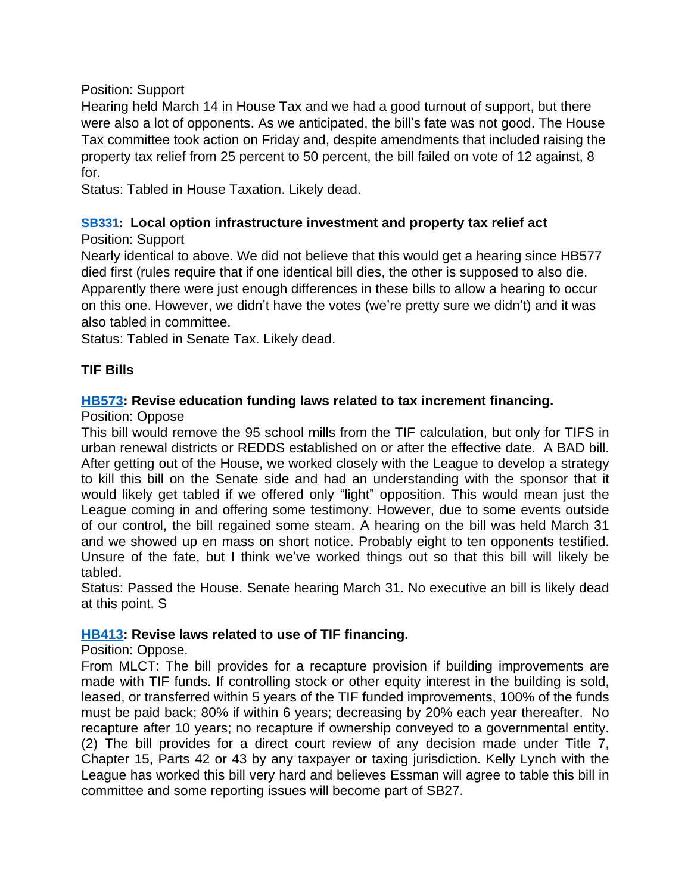Position: Support

Hearing held March 14 in House Tax and we had a good turnout of support, but there were also a lot of opponents. As we anticipated, the bill's fate was not good. The House Tax committee took action on Friday and, despite amendments that included raising the property tax relief from 25 percent to 50 percent, the bill failed on vote of 12 against, 8 for.

Status: Tabled in House Taxation. Likely dead.

### SB331: Local option infrastructure investment and property tax relief act

Position: Support

Nearly identical to above. We did not believe that this would get a hearing since HB577 died first (rules require that if one identical bill dies, the other is supposed to also die. Apparently there were just enough differences in these bills to allow a hearing to occur on this one. However, we didn't have the votes (we're pretty sure we didn't) and it was also tabled in committee.

Status: Tabled in Senate Tax. Likely dead.

## TIF Bills

### HB573: Revise education funding laws related to tax increment financing.

Position: Oppose

This bill would remove the 95 school mills from the TIF calculation, but only for TIFS in urban renewal districts or REDDS established on or after the effective date. A BAD bill. After getting out of the House, we worked closely with the League to develop a strategy to kill this bill on the Senate side and had an understanding with the sponsor that it would likely get tabled if we offered only "light" opposition. This would mean just the League coming in and offering some testimony. However, due to some events outside of our control, the bill regained some steam. A hearing on the bill was held March 31 and we showed up en mass on short notice. Probably eight to ten opponents testified. Unsure of the fate, but I think we've worked things out so that this bill will likely be tabled.

Status: Passed the House. Senate hearing March 31. No executive an bill is likely dead at this point. S

### HB413: Revise laws related to use of TIF financing.

Position: Oppose.

From MLCT: The bill provides for a recapture provision if building improvements are made with TIF funds. If controlling stock or other equity interest in the building is sold, leased, or transferred within 5 years of the TIF funded improvements, 100% of the funds must be paid back; 80% if within 6 years; decreasing by 20% each year thereafter. No recapture after 10 years; no recapture if ownership conveyed to a governmental entity. (2) The bill provides for a direct court review of any decision made under Title 7, Chapter 15, Parts 42 or 43 by any taxpayer or taxing jurisdiction. Kelly Lynch with the League has worked this bill very hard and believes Essman will agree to table this bill in committee and some reporting issues will become part of SB27.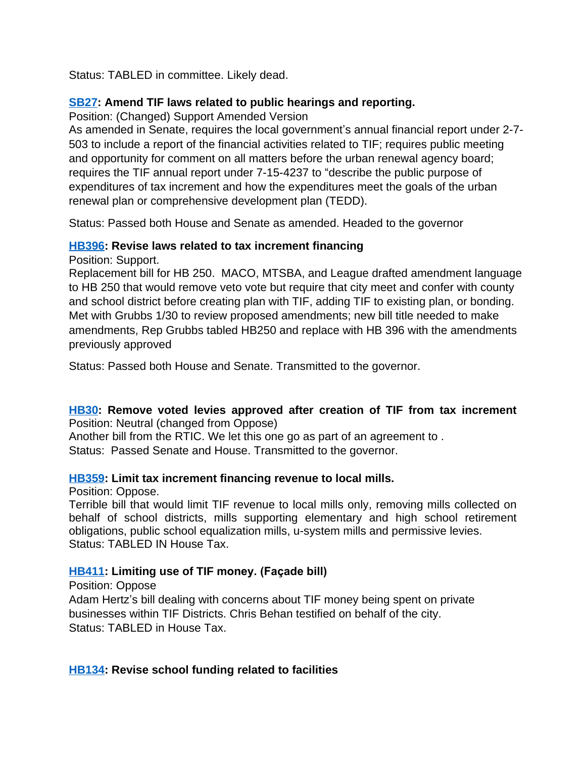Status: TABLED in committee. Likely dead.

**SB27: Amend TIF laws related to public hearings and reporting.**
Position: (Changed) Support Amended Version
As amended in Senate, requires the local government's annual financial report under 2-7-503 to include a report of the financial activities related to TIF; requires public meeting and opportunity for comment on all matters before the urban renewal agency board; requires the TIF annual report under 7-15-4237 to "describe the public purpose of expenditures of tax increment and how the expenditures meet the goals of the urban renewal plan or comprehensive development plan (TEDD).

Status: Passed both House and Senate as amended. Headed to the governor

**HB396: Revise laws related to tax increment financing**
Position: Support.
Replacement bill for HB 250. MACO, MTSBA, and League drafted amendment language to HB 250 that would remove veto vote but require that city meet and confer with county and school district before creating plan with TIF, adding TIF to existing plan, or bonding. Met with Grubbs 1/30 to review proposed amendments; new bill title needed to make amendments, Rep Grubbs tabled HB250 and replace with HB 396 with the amendments previously approved

Status: Passed both House and Senate. Transmitted to the governor.

**HB30: Remove voted levies approved after creation of TIF from tax increment**
Position: Neutral (changed from Oppose)
Another bill from the RTIC. We let this one go as part of an agreement to .
Status: Passed Senate and House. Transmitted to the governor.

**HB359: Limit tax increment financing revenue to local mills.**
Position: Oppose.
Terrible bill that would limit TIF revenue to local mills only, removing mills collected on behalf of school districts, mills supporting elementary and high school retirement obligations, public school equalization mills, u-system mills and permissive levies.
Status: TABLED IN House Tax.

**HB411: Limiting use of TIF money. (Façade bill)**
Position: Oppose
Adam Hertz's bill dealing with concerns about TIF money being spent on private businesses within TIF Districts. Chris Behan testified on behalf of the city.
Status: TABLED in House Tax.

**HB134: Revise school funding related to facilities**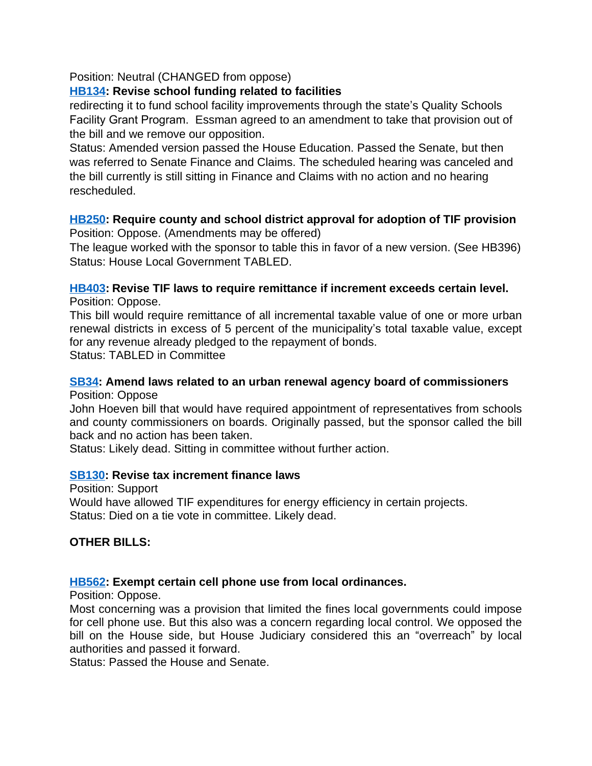Position: Neutral (CHANGED from oppose)

**HB134: Revise school funding related to facilities**

redirecting it to fund school facility improvements through the state's Quality Schools Facility Grant Program. Essman agreed to an amendment to take that provision out of the bill and we remove our opposition.

Status: Amended version passed the House Education. Passed the Senate, but then was referred to Senate Finance and Claims. The scheduled hearing was canceled and the bill currently is still sitting in Finance and Claims with no action and no hearing rescheduled.

**HB250: Require county and school district approval for adoption of TIF provision**

Position: Oppose. (Amendments may be offered)

The league worked with the sponsor to table this in favor of a new version. (See HB396)

Status: House Local Government TABLED.

**HB403: Revise TIF laws to require remittance if increment exceeds certain level.**

Position: Oppose.

This bill would require remittance of all incremental taxable value of one or more urban renewal districts in excess of 5 percent of the municipality's total taxable value, except for any revenue already pledged to the repayment of bonds.

Status: TABLED in Committee

**SB34: Amend laws related to an urban renewal agency board of commissioners**

Position: Oppose

John Hoeven bill that would have required appointment of representatives from schools and county commissioners on boards. Originally passed, but the sponsor called the bill back and no action has been taken.

Status: Likely dead. Sitting in committee without further action.

**SB130: Revise tax increment finance laws**

Position: Support

Would have allowed TIF expenditures for energy efficiency in certain projects.

Status: Died on a tie vote in committee. Likely dead.

**OTHER BILLS:**

**HB562: Exempt certain cell phone use from local ordinances.**

Position: Oppose.

Most concerning was a provision that limited the fines local governments could impose for cell phone use. But this also was a concern regarding local control. We opposed the bill on the House side, but House Judiciary considered this an "overreach" by local authorities and passed it forward.

Status: Passed the House and Senate.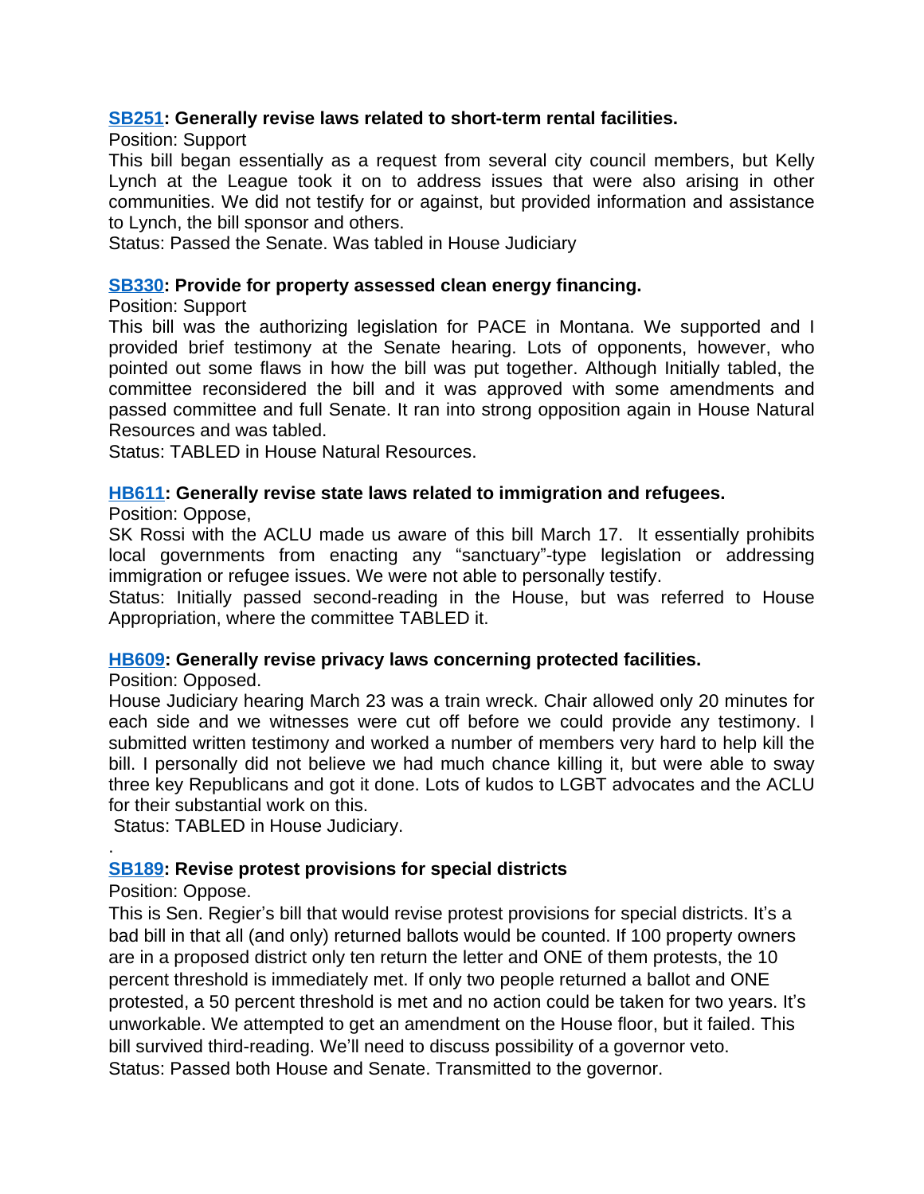**SB251: Generally revise laws related to short-term rental facilities.**

Position: Support

This bill began essentially as a request from several city council members, but Kelly Lynch at the League took it on to address issues that were also arising in other communities. We did not testify for or against, but provided information and assistance to Lynch, the bill sponsor and others.

Status: Passed the Senate. Was tabled in House Judiciary

**SB330: Provide for property assessed clean energy financing.**

Position: Support

This bill was the authorizing legislation for PACE in Montana. We supported and I provided brief testimony at the Senate hearing. Lots of opponents, however, who pointed out some flaws in how the bill was put together. Although Initially tabled, the committee reconsidered the bill and it was approved with some amendments and passed committee and full Senate. It ran into strong opposition again in House Natural Resources and was tabled.

Status: TABLED in House Natural Resources.

**HB611: Generally revise state laws related to immigration and refugees.**

Position: Oppose,

SK Rossi with the ACLU made us aware of this bill March 17. It essentially prohibits local governments from enacting any "sanctuary"-type legislation or addressing immigration or refugee issues. We were not able to personally testify.

Status: Initially passed second-reading in the House, but was referred to House Appropriation, where the committee TABLED it.

**HB609: Generally revise privacy laws concerning protected facilities.**

Position: Opposed.

House Judiciary hearing March 23 was a train wreck. Chair allowed only 20 minutes for each side and we witnesses were cut off before we could provide any testimony. I submitted written testimony and worked a number of members very hard to help kill the bill. I personally did not believe we had much chance killing it, but were able to sway three key Republicans and got it done. Lots of kudos to LGBT advocates and the ACLU for their substantial work on this.

Status: TABLED in House Judiciary.

.

**SB189: Revise protest provisions for special districts**

Position: Oppose.

This is Sen. Regier's bill that would revise protest provisions for special districts. It's a bad bill in that all (and only) returned ballots would be counted. If 100 property owners are in a proposed district only ten return the letter and ONE of them protests, the 10 percent threshold is immediately met. If only two people returned a ballot and ONE protested, a 50 percent threshold is met and no action could be taken for two years. It's unworkable. We attempted to get an amendment on the House floor, but it failed. This bill survived third-reading. We'll need to discuss possibility of a governor veto.

Status: Passed both House and Senate. Transmitted to the governor.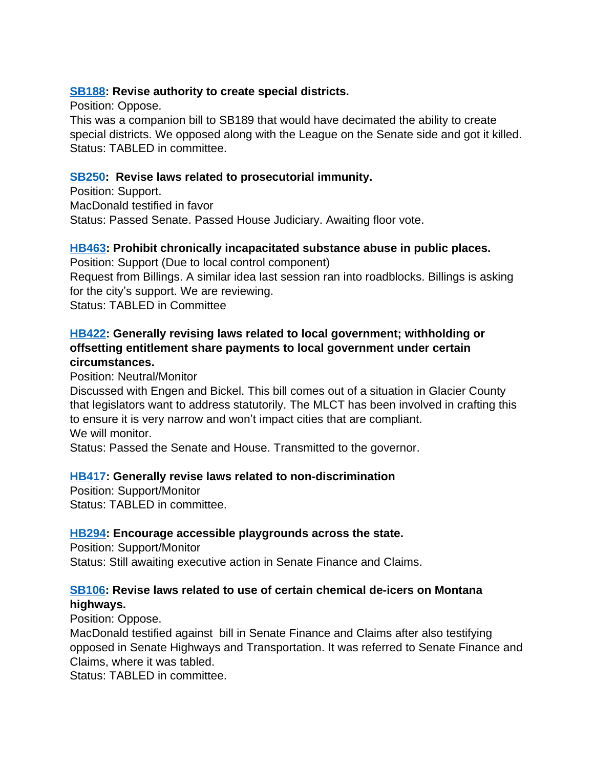**[SB188](#): Revise authority to create special districts.**
Position: Oppose.
This was a companion bill to SB189 that would have decimated the ability to create special districts. We opposed along with the League on the Senate side and got it killed.
Status: TABLED in committee.

**[SB250](#): Revise laws related to prosecutorial immunity.**
Position: Support.
MacDonald testified in favor
Status: Passed Senate. Passed House Judiciary. Awaiting floor vote.

**[HB463](#): Prohibit chronically incapacitated substance abuse in public places.**
Position: Support (Due to local control component)
Request from Billings. A similar idea last session ran into roadblocks. Billings is asking for the city's support. We are reviewing.
Status: TABLED in Committee

**[HB422](#): Generally revising laws related to local government; withholding or offsetting entitlement share payments to local government under certain circumstances.**
Position: Neutral/Monitor
Discussed with Engen and Bickel. This bill comes out of a situation in Glacier County that legislators want to address statutorily. The MLCT has been involved in crafting this to ensure it is very narrow and won't impact cities that are compliant.
We will monitor.
Status: Passed the Senate and House. Transmitted to the governor.

**[HB417](#): Generally revise laws related to non-discrimination**
Position: Support/Monitor
Status: TABLED in committee.

**[HB294](#): Encourage accessible playgrounds across the state.**
Position: Support/Monitor
Status: Still awaiting executive action in Senate Finance and Claims.

**[SB106](#): Revise laws related to use of certain chemical de-icers on Montana highways.**
Position: Oppose.
MacDonald testified against bill in Senate Finance and Claims after also testifying opposed in Senate Highways and Transportation. It was referred to Senate Finance and Claims, where it was tabled.
Status: TABLED in committee.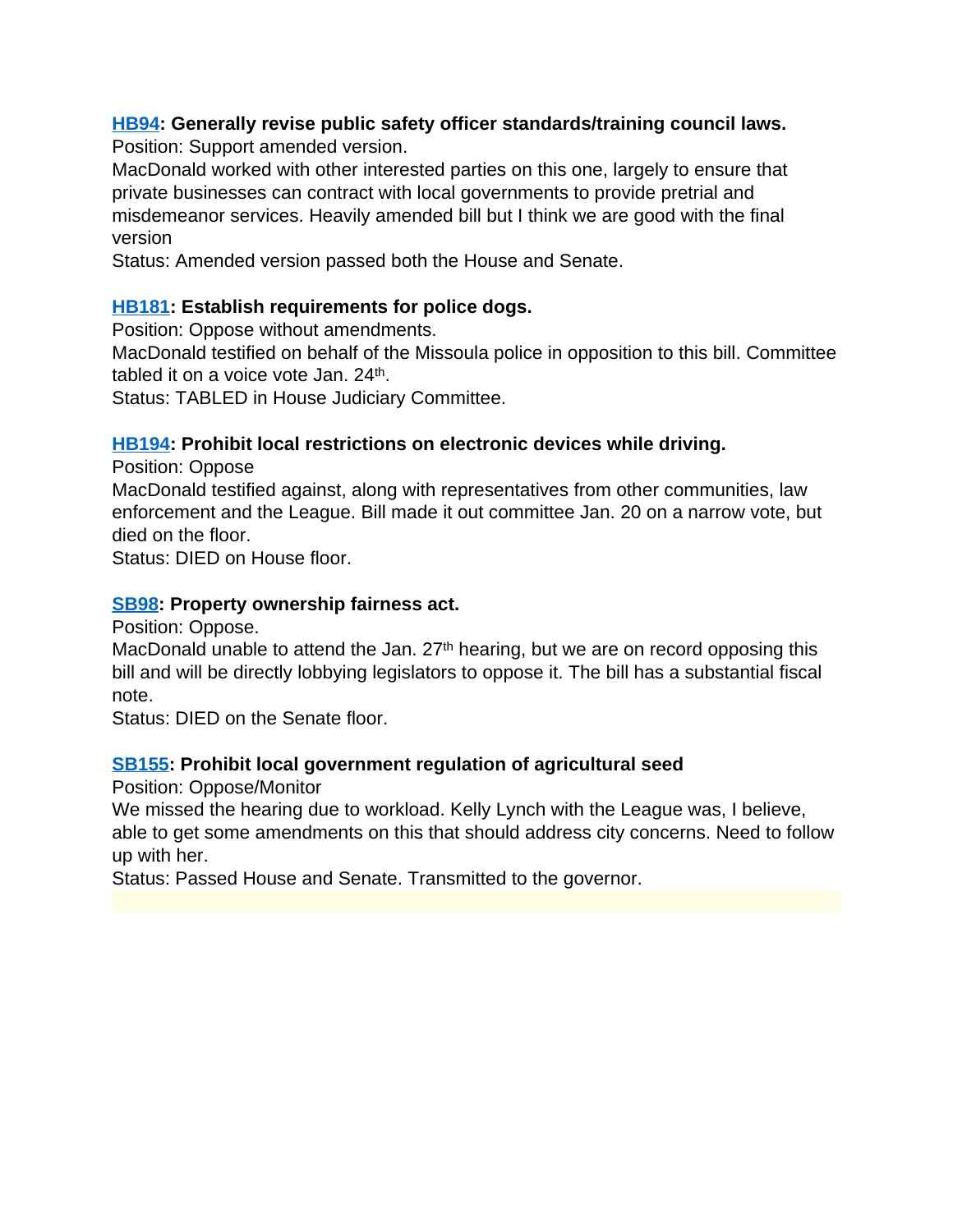**HB94: Generally revise public safety officer standards/training council laws.**
Position: Support amended version.
MacDonald worked with other interested parties on this one, largely to ensure that private businesses can contract with local governments to provide pretrial and misdemeanor services. Heavily amended bill but I think we are good with the final version
Status: Amended version passed both the House and Senate.

**HB181: Establish requirements for police dogs.**
Position: Oppose without amendments.
MacDonald testified on behalf of the Missoula police in opposition to this bill. Committee tabled it on a voice vote Jan. 24th.
Status: TABLED in House Judiciary Committee.

**HB194: Prohibit local restrictions on electronic devices while driving.**
Position: Oppose
MacDonald testified against, along with representatives from other communities, law enforcement and the League. Bill made it out committee Jan. 20 on a narrow vote, but died on the floor.
Status: DIED on House floor.

**SB98: Property ownership fairness act.**
Position: Oppose.
MacDonald unable to attend the Jan. 27th hearing, but we are on record opposing this bill and will be directly lobbying legislators to oppose it. The bill has a substantial fiscal note.
Status: DIED on the Senate floor.

**SB155: Prohibit local government regulation of agricultural seed**
Position: Oppose/Monitor
We missed the hearing due to workload. Kelly Lynch with the League was, I believe, able to get some amendments on this that should address city concerns. Need to follow up with her.
Status: Passed House and Senate. Transmitted to the governor.